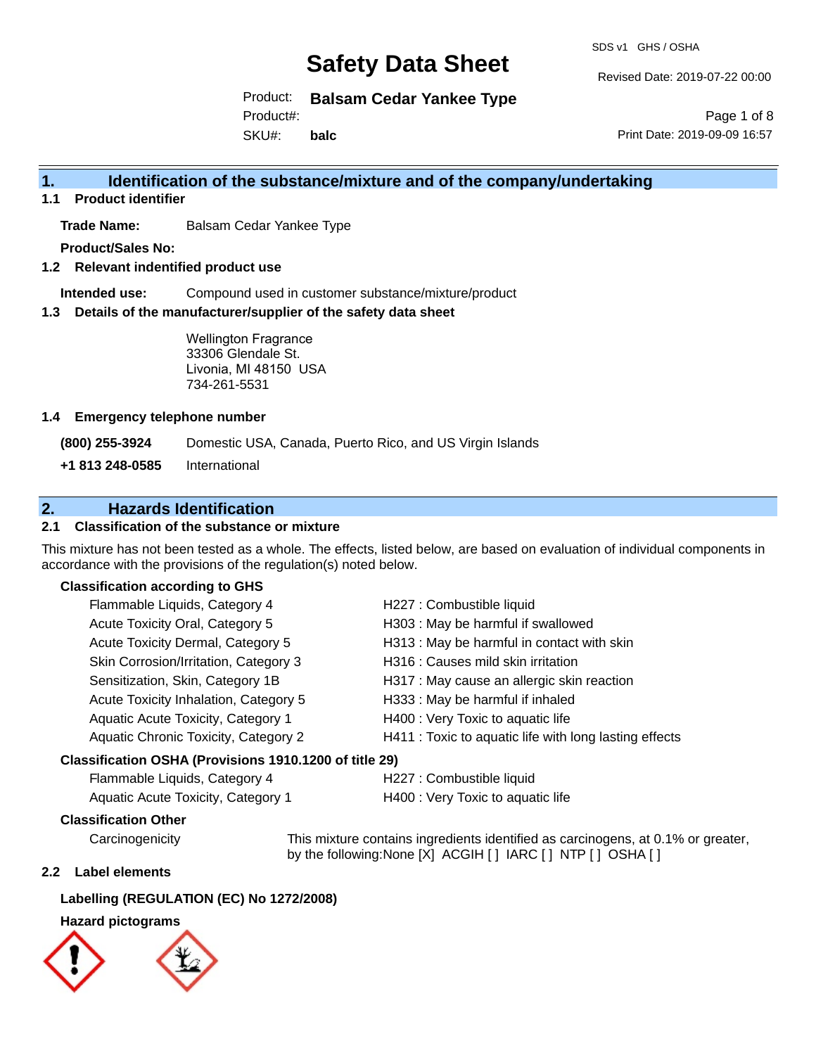# Safety Data Sheet

SDS v1 GHS / OSHA

Revised Date: 2019-07-22 00:00

Product: **Balsam Cedar Yankee Type**

Product#:

SKU#: **balc**

Print Date: 2019-09-09 16:57

## 1. Identification of the substance/mixture and of the company/undertaking

### 1.1 Product identifier

**Trade Name:** Balsam Cedar Yankee Type

**Product/Sales No:**

### 1.2 Relevant indentified product use

**Intended use:** Compound used in customer substance/mixture/product

### 1.3 Details of the manufacturer/supplier of the safety data sheet

Wellington Fragrance
33306 Glendale St.
Livonia, MI 48150 USA
734-261-5531

### 1.4 Emergency telephone number

**(800) 255-3924** Domestic USA, Canada, Puerto Rico, and US Virgin Islands

**+1 813 248-0585** International

## 2. Hazards Identification

### 2.1 Classification of the substance or mixture

This mixture has not been tested as a whole. The effects, listed below, are based on evaluation of individual components in accordance with the provisions of the regulation(s) noted below.

**Classification according to GHS**

| | |
|---|---|
| Flammable Liquids, Category 4 | H227 : Combustible liquid |
| Acute Toxicity Oral, Category 5 | H303 : May be harmful if swallowed |
| Acute Toxicity Dermal, Category 5 | H313 : May be harmful in contact with skin |
| Skin Corrosion/Irritation, Category 3 | H316 : Causes mild skin irritation |
| Sensitization, Skin, Category 1B | H317 : May cause an allergic skin reaction |
| Acute Toxicity Inhalation, Category 5 | H333 : May be harmful if inhaled |
| Aquatic Acute Toxicity, Category 1 | H400 : Very Toxic to aquatic life |
| Aquatic Chronic Toxicity, Category 2 | H411 : Toxic to aquatic life with long lasting effects |

**Classification OSHA (Provisions 1910.1200 of title 29)**

| | |
|---|---|
| Flammable Liquids, Category 4 | H227 : Combustible liquid |
| Aquatic Acute Toxicity, Category 1 | H400 : Very Toxic to aquatic life |

**Classification Other**

Carcinogenicity: This mixture contains ingredients identified as carcinogens, at 0.1% or greater, by the following:None [X] ACGIH [ ] IARC [ ] NTP [ ] OSHA [ ]

### 2.2 Label elements

**Labelling (REGULATION (EC) No 1272/2008)**

**Hazard pictograms**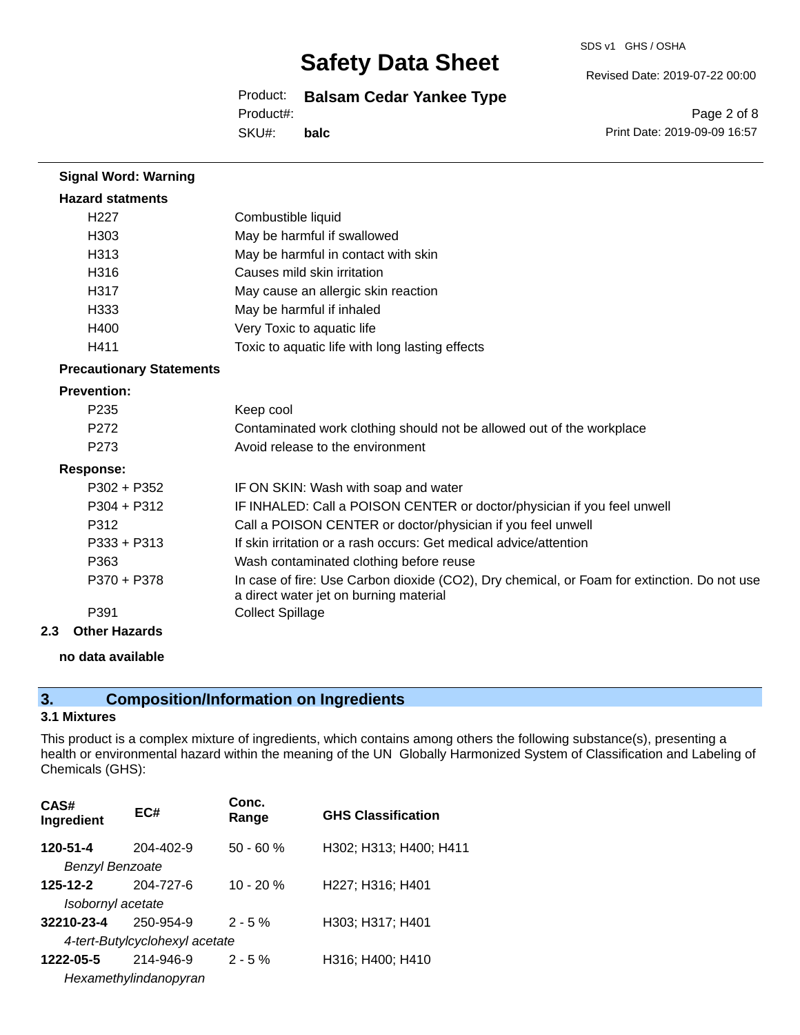**Signal Word: Warning**

**Hazard statments**

| | |
|---|---|
| H227 | Combustible liquid |
| H303 | May be harmful if swallowed |
| H313 | May be harmful in contact with skin |
| H316 | Causes mild skin irritation |
| H317 | May cause an allergic skin reaction |
| H333 | May be harmful if inhaled |
| H400 | Very Toxic to aquatic life |
| H411 | Toxic to aquatic life with long lasting effects |

**Precautionary Statements**

**Prevention:**

| | |
|---|---|
| P235 | Keep cool |
| P272 | Contaminated work clothing should not be allowed out of the workplace |
| P273 | Avoid release to the environment |

**Response:**

| | |
|---|---|
| P302 + P352 | IF ON SKIN: Wash with soap and water |
| P304 + P312 | IF INHALED: Call a POISON CENTER or doctor/physician if you feel unwell |
| P312 | Call a POISON CENTER or doctor/physician if you feel unwell |
| P333 + P313 | If skin irritation or a rash occurs: Get medical advice/attention |
| P363 | Wash contaminated clothing before reuse |
| P370 + P378 | In case of fire: Use Carbon dioxide ($CO_2$), Dry chemical, or Foam for extinction. Do not use a direct water jet on burning material |
| P391 | Collect Spillage |

**2.3 Other Hazards**

**no data available**

## 3. Composition/Information on Ingredients

**3.1 Mixtures**

This product is a complex mixture of ingredients, which contains among others the following substance(s), presenting a health or environmental hazard within the meaning of the UN Globally Harmonized System of Classification and Labeling of Chemicals (GHS):

| CAS# Ingredient | EC# | Conc. Range | GHS Classification |
|---|---|---|---|
| **120-51-4** | 204-402-9 | 50 - 60 % | H302; H313; H400; H411 |
| *Benzyl Benzoate* | | | |
| **125-12-2** | 204-727-6 | 10 - 20 % | H227; H316; H401 |
| *Isobornyl acetate* | | | |
| **32210-23-4** | 250-954-9 | 2 - 5 % | H303; H317; H401 |
| *4-tert-Butylcyclohexyl acetate* | | | |
| **1222-05-5** | 214-946-9 | 2 - 5 % | H316; H400; H410 |
| *Hexamethylindanopyran* | | | |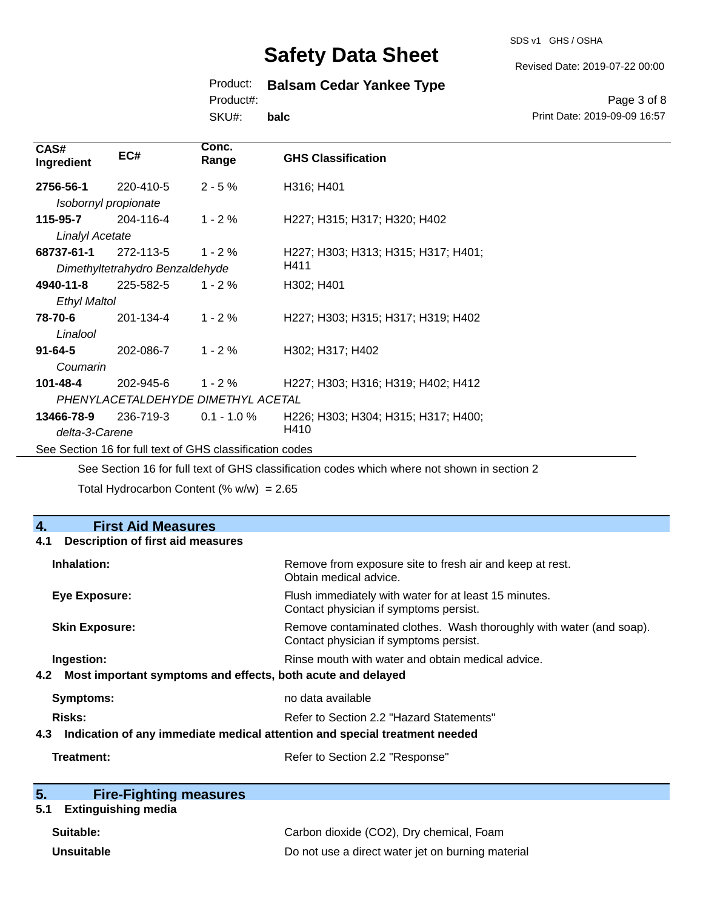| CAS# Ingredient | EC# | Conc. Range | GHS Classification |
|---|---|---|---|
| **2756-56-1** *Isobornyl propionate* | 220-410-5 | 2 - 5 % | H316; H401 |
| **115-95-7** *Linalyl Acetate* | 204-116-4 | 1 - 2 % | H227; H315; H317; H320; H402 |
| **68737-61-1** *Dimethyltetrahydro Benzaldehyde* | 272-113-5 | 1 - 2 % | H227; H303; H313; H315; H317; H401; H411 |
| **4940-11-8** *Ethyl Maltol* | 225-582-5 | 1 - 2 % | H302; H401 |
| **78-70-6** *Linalool* | 201-134-4 | 1 - 2 % | H227; H303; H315; H317; H319; H402 |
| **91-64-5** *Coumarin* | 202-086-7 | 1 - 2 % | H302; H317; H402 |
| **101-48-4** *PHENYLACETALDEHYDE DIMETHYL ACETAL* | 202-945-6 | 1 - 2 % | H227; H303; H316; H319; H402; H412 |
| **13466-78-9** *delta-3-Carene* | 236-719-3 | 0.1 - 1.0 % | H226; H303; H304; H315; H317; H400; H410 |

See Section 16 for full text of GHS classification codes

See Section 16 for full text of GHS classification codes which where not shown in section 2

Total Hydrocarbon Content (% w/w) = 2.65

## 4. First Aid Measures

### 4.1 Description of first aid measures

**Inhalation:** Remove from exposure site to fresh air and keep at rest. Obtain medical advice.

**Eye Exposure:** Flush immediately with water for at least 15 minutes. Contact physician if symptoms persist.

**Skin Exposure:** Remove contaminated clothes. Wash thoroughly with water (and soap). Contact physician if symptoms persist.

**Ingestion:** Rinse mouth with water and obtain medical advice.

### 4.2 Most important symptoms and effects, both acute and delayed

**Symptoms:** no data available

**Risks:** Refer to Section 2.2 "Hazard Statements"

### 4.3 Indication of any immediate medical attention and special treatment needed

**Treatment:** Refer to Section 2.2 "Response"

## 5. Fire-Fighting measures

### 5.1 Extinguishing media

**Suitable:** Carbon dioxide ($CO_2$), Dry chemical, Foam

**Unsuitable** Do not use a direct water jet on burning material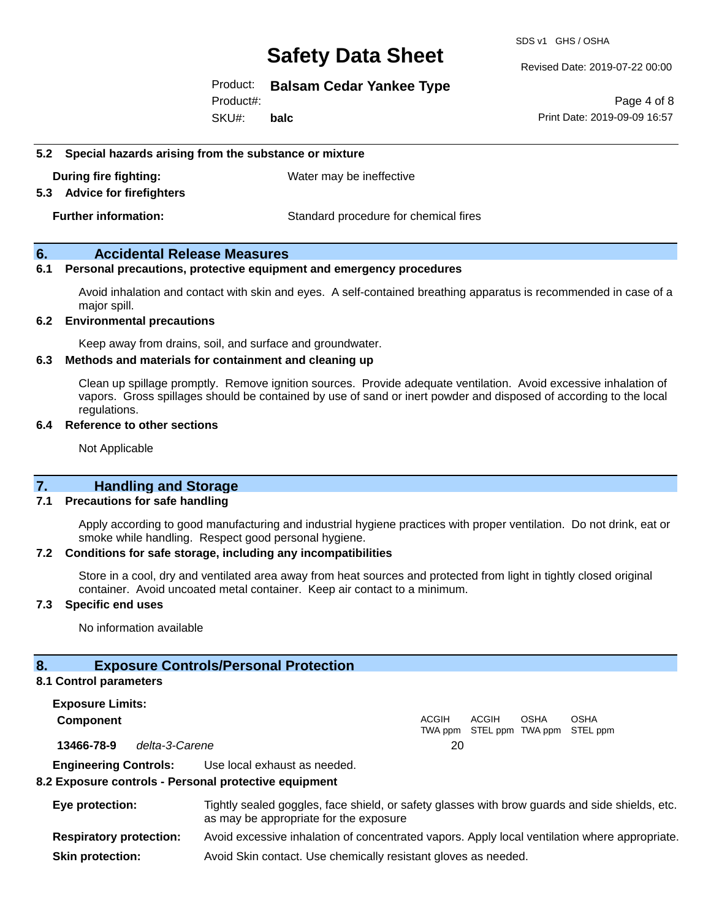### 5.2 Special hazards arising from the substance or mixture

**During fire fighting:** Water may be ineffective

### 5.3 Advice for firefighters

**Further information:** Standard procedure for chemical fires

## 6. Accidental Release Measures

### 6.1 Personal precautions, protective equipment and emergency procedures

Avoid inhalation and contact with skin and eyes. A self-contained breathing apparatus is recommended in case of a major spill.

### 6.2 Environmental precautions

Keep away from drains, soil, and surface and groundwater.

### 6.3 Methods and materials for containment and cleaning up

Clean up spillage promptly. Remove ignition sources. Provide adequate ventilation. Avoid excessive inhalation of vapors. Gross spillages should be contained by use of sand or inert powder and disposed of according to the local regulations.

### 6.4 Reference to other sections

Not Applicable

## 7. Handling and Storage

### 7.1 Precautions for safe handling

Apply according to good manufacturing and industrial hygiene practices with proper ventilation. Do not drink, eat or smoke while handling. Respect good personal hygiene.

### 7.2 Conditions for safe storage, including any incompatibilities

Store in a cool, dry and ventilated area away from heat sources and protected from light in tightly closed original container. Avoid uncoated metal container. Keep air contact to a minimum.

### 7.3 Specific end uses

No information available

## 8. Exposure Controls/Personal Protection

### 8.1 Control parameters

**Exposure Limits:**

| Component | | ACGIH TWA ppm | ACGIH STEL ppm | OSHA TWA ppm | OSHA STEL ppm |
|---|---|---|---|---|---|
| 13466-78-9 | *delta-3-Carene* | 20 | | | |

**Engineering Controls:** Use local exhaust as needed.

### 8.2 Exposure controls - Personal protective equipment

**Eye protection:** Tightly sealed goggles, face shield, or safety glasses with brow guards and side shields, etc. as may be appropriate for the exposure

**Respiratory protection:** Avoid excessive inhalation of concentrated vapors. Apply local ventilation where appropriate.

**Skin protection:** Avoid Skin contact. Use chemically resistant gloves as needed.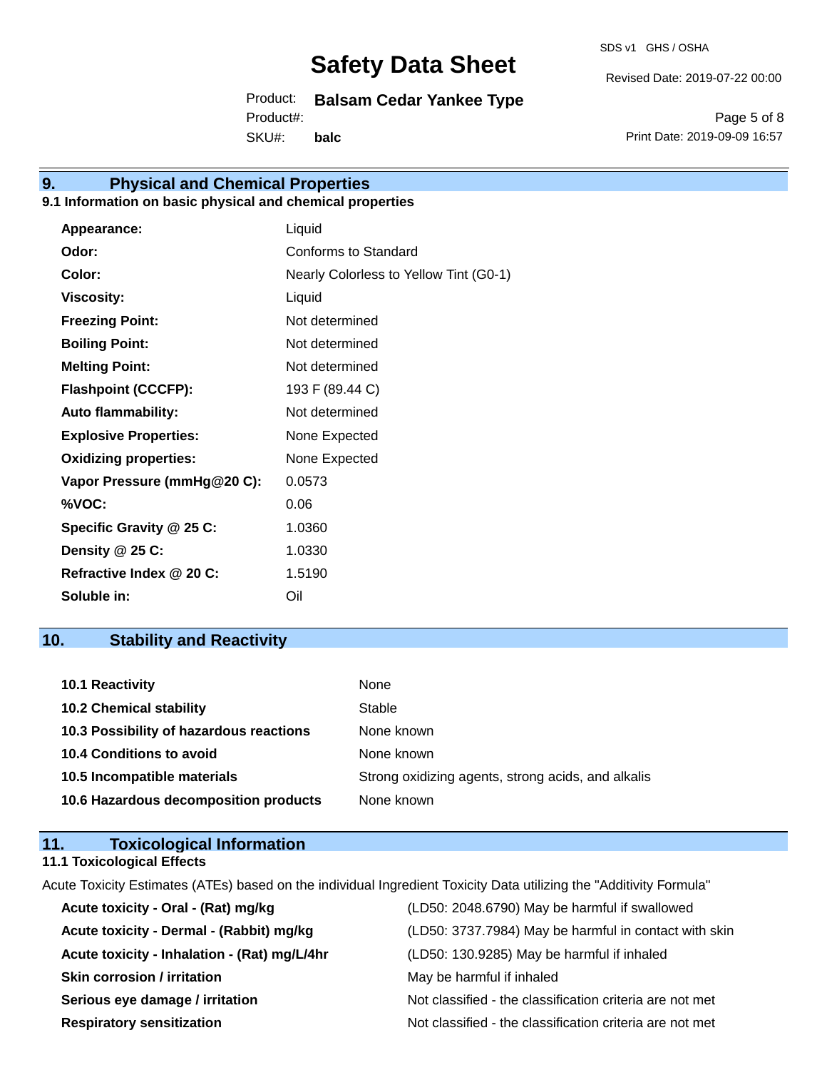## 9. Physical and Chemical Properties

### 9.1 Information on basic physical and chemical properties

| | |
|---|---|
| **Appearance:** | Liquid |
| **Odor:** | Conforms to Standard |
| **Color:** | Nearly Colorless to Yellow Tint (G0-1) |
| **Viscosity:** | Liquid |
| **Freezing Point:** | Not determined |
| **Boiling Point:** | Not determined |
| **Melting Point:** | Not determined |
| **Flashpoint (CCCFP):** | 193 F (89.44 C) |
| **Auto flammability:** | Not determined |
| **Explosive Properties:** | None Expected |
| **Oxidizing properties:** | None Expected |
| **Vapor Pressure (mmHg@20 C):** | 0.0573 |
| **%VOC:** | 0.06 |
| **Specific Gravity @ 25 C:** | 1.0360 |
| **Density @ 25 C:** | 1.0330 |
| **Refractive Index @ 20 C:** | 1.5190 |
| **Soluble in:** | Oil |

## 10. Stability and Reactivity

| | |
|---|---|
| **10.1 Reactivity** | None |
| **10.2 Chemical stability** | Stable |
| **10.3 Possibility of hazardous reactions** | None known |
| **10.4 Conditions to avoid** | None known |
| **10.5 Incompatible materials** | Strong oxidizing agents, strong acids, and alkalis |
| **10.6 Hazardous decomposition products** | None known |

## 11. Toxicological Information

### 11.1 Toxicological Effects

Acute Toxicity Estimates (ATEs) based on the individual Ingredient Toxicity Data utilizing the "Additivity Formula"

| | |
|---|---|
| **Acute toxicity - Oral - (Rat) mg/kg** | (LD50: 2048.6790) May be harmful if swallowed |
| **Acute toxicity - Dermal - (Rabbit) mg/kg** | (LD50: 3737.7984) May be harmful in contact with skin |
| **Acute toxicity - Inhalation - (Rat) mg/L/4hr** | (LD50: 130.9285) May be harmful if inhaled |
| **Skin corrosion / irritation** | May be harmful if inhaled |
| **Serious eye damage / irritation** | Not classified - the classification criteria are not met |
| **Respiratory sensitization** | Not classified - the classification criteria are not met |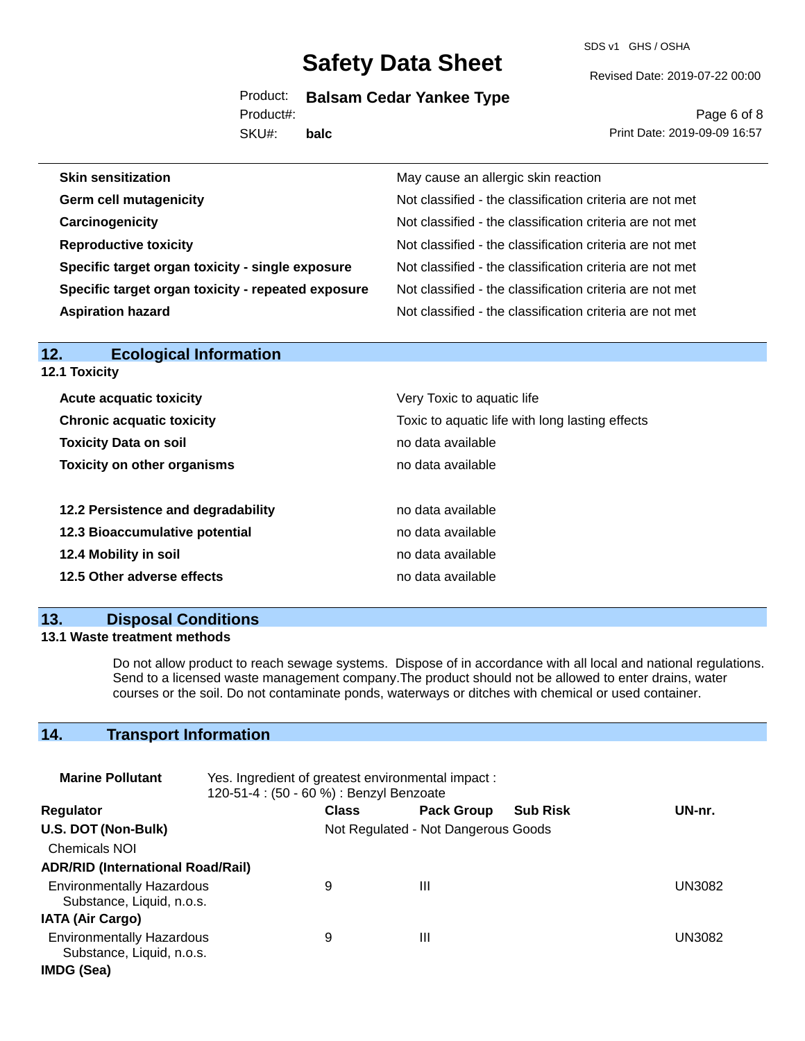| | |
|---|---|
| **Skin sensitization** | May cause an allergic skin reaction |
| **Germ cell mutagenicity** | Not classified - the classification criteria are not met |
| **Carcinogenicity** | Not classified - the classification criteria are not met |
| **Reproductive toxicity** | Not classified - the classification criteria are not met |
| **Specific target organ toxicity - single exposure** | Not classified - the classification criteria are not met |
| **Specific target organ toxicity - repeated exposure** | Not classified - the classification criteria are not met |
| **Aspiration hazard** | Not classified - the classification criteria are not met |

## 12. Ecological Information

### 12.1 Toxicity

| | |
|---|---|
| **Acute acquatic toxicity** | Very Toxic to aquatic life |
| **Chronic acquatic toxicity** | Toxic to aquatic life with long lasting effects |
| **Toxicity Data on soil** | no data available |
| **Toxicity on other organisms** | no data available |

| | |
|---|---|
| **12.2 Persistence and degradability** | no data available |
| **12.3 Bioaccumulative potential** | no data available |
| **12.4 Mobility in soil** | no data available |
| **12.5 Other adverse effects** | no data available |

## 13. Disposal Conditions

### 13.1 Waste treatment methods

Do not allow product to reach sewage systems. Dispose of in accordance with all local and national regulations. Send to a licensed waste management company.The product should not be allowed to enter drains, water courses or the soil. Do not contaminate ponds, waterways or ditches with chemical or used container.

## 14. Transport Information

**Marine Pollutant** Yes. Ingredient of greatest environmental impact :
120-51-4 : (50 - 60 %) : Benzyl Benzoate

| Regulator | Class | Pack Group | Sub Risk | UN-nr. |
|---|---|---|---|---|
| **U.S. DOT (Non-Bulk)** | Not Regulated - Not Dangerous Goods | | | |
| Chemicals NOI | | | | |
| **ADR/RID (International Road/Rail)** | | | | |
| Environmentally Hazardous Substance, Liquid, n.o.s. | 9 | III | | UN3082 |
| **IATA (Air Cargo)** | | | | |
| Environmentally Hazardous Substance, Liquid, n.o.s. | 9 | III | | UN3082 |
| **IMDG (Sea)** | | | | |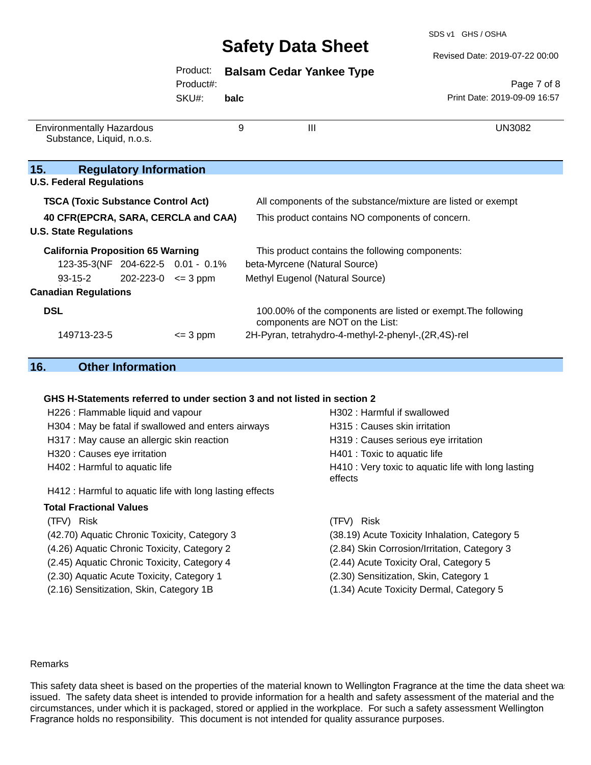| | | | |
|---|---|---|---|
| Environmentally Hazardous Substance, Liquid, n.o.s. | 9 | III | UN3082 |

## 15. Regulatory Information

**U.S. Federal Regulations**

**TSCA (Toxic Substance Control Act)** — All components of the substance/mixture are listed or exempt

**40 CFR(EPCRA, SARA, CERCLA and CAA)** — This product contains NO components of concern.

**U.S. State Regulations**

**California Proposition 65 Warning** — This product contains the following components:

| | | | |
|---|---|---|---|
| 123-35-3(NF | 204-622-5 | 0.01 - 0.1% | beta-Myrcene (Natural Source) |
| 93-15-2 | 202-223-0 | <= 3 ppm | Methyl Eugenol (Natural Source) |

**Canadian Regulations**

**DSL** — 100.00% of the components are listed or exempt.The following components are NOT on the List:

| | | |
|---|---|---|
| 149713-23-5 | <= 3 ppm | 2H-Pyran, tetrahydro-4-methyl-2-phenyl-,(2R,4S)-rel |

## 16. Other Information

**GHS H-Statements referred to under section 3 and not listed in section 2**

H226 : Flammable liquid and vapour
H302 : Harmful if swallowed
H304 : May be fatal if swallowed and enters airways
H315 : Causes skin irritation
H317 : May cause an allergic skin reaction
H319 : Causes serious eye irritation
H320 : Causes eye irritation
H401 : Toxic to aquatic life
H402 : Harmful to aquatic life
H410 : Very toxic to aquatic life with long lasting effects
H412 : Harmful to aquatic life with long lasting effects

**Total Fractional Values**

| (TFV) Risk | (TFV) Risk |
|---|---|
| (42.70) Aquatic Chronic Toxicity, Category 3 | (38.19) Acute Toxicity Inhalation, Category 5 |
| (4.26) Aquatic Chronic Toxicity, Category 2 | (2.84) Skin Corrosion/Irritation, Category 3 |
| (2.45) Aquatic Chronic Toxicity, Category 4 | (2.44) Acute Toxicity Oral, Category 5 |
| (2.30) Aquatic Acute Toxicity, Category 1 | (2.30) Sensitization, Skin, Category 1 |
| (2.16) Sensitization, Skin, Category 1B | (1.34) Acute Toxicity Dermal, Category 5 |

Remarks

This safety data sheet is based on the properties of the material known to Wellington Fragrance at the time the data sheet was issued. The safety data sheet is intended to provide information for a health and safety assessment of the material and the circumstances, under which it is packaged, stored or applied in the workplace. For such a safety assessment Wellington Fragrance holds no responsibility. This document is not intended for quality assurance purposes.